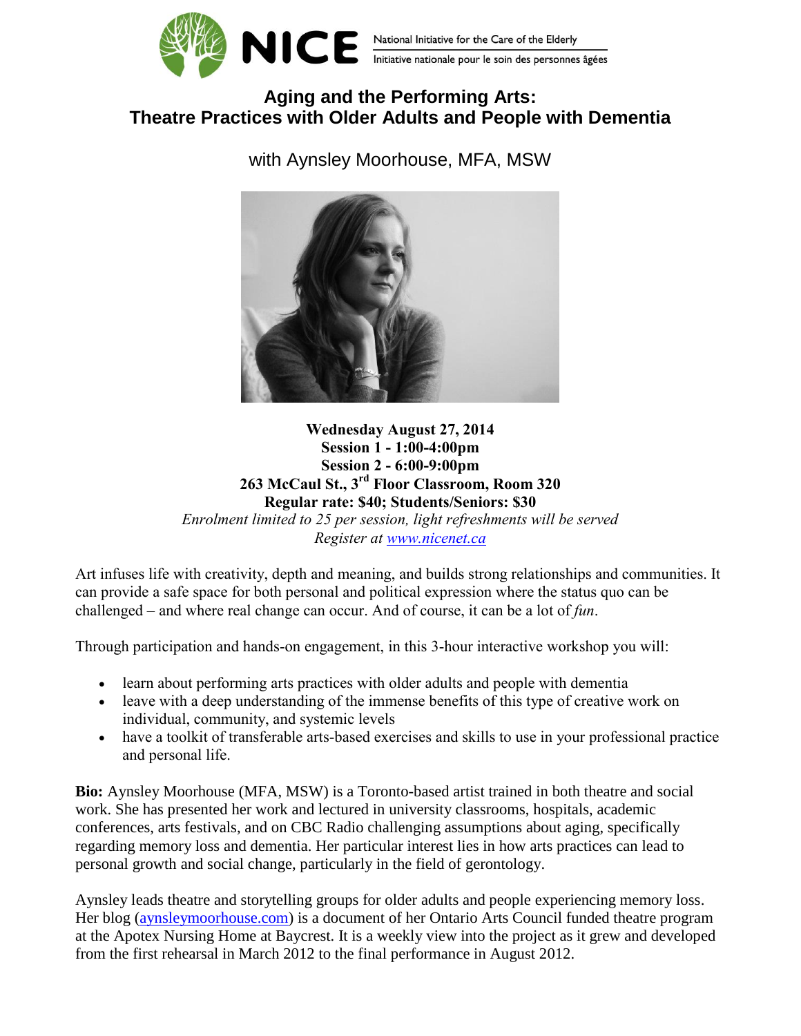NICE National Initiative for the Care of the Elderly
Initiative nationale pour le soin des personnes âgées

# Aging and the Performing Arts: Theatre Practices with Older Adults and People with Dementia

with Aynsley Moorhouse, MFA, MSW

**Wednesday August 27, 2014**
**Session 1 - 1:00-4:00pm**
**Session 2 - 6:00-9:00pm**
**263 McCaul St., 3rd Floor Classroom, Room 320**
**Regular rate: $40; Students/Seniors: $30**
*Enrolment limited to 25 per session, light refreshments will be served*
*Register at www.nicenet.ca*

Art infuses life with creativity, depth and meaning, and builds strong relationships and communities. It can provide a safe space for both personal and political expression where the status quo can be challenged – and where real change can occur. And of course, it can be a lot of *fun*.

Through participation and hands-on engagement, in this 3-hour interactive workshop you will:

- learn about performing arts practices with older adults and people with dementia
- leave with a deep understanding of the immense benefits of this type of creative work on individual, community, and systemic levels
- have a toolkit of transferable arts-based exercises and skills to use in your professional practice and personal life.

**Bio:** Aynsley Moorhouse (MFA, MSW) is a Toronto-based artist trained in both theatre and social work. She has presented her work and lectured in university classrooms, hospitals, academic conferences, arts festivals, and on CBC Radio challenging assumptions about aging, specifically regarding memory loss and dementia. Her particular interest lies in how arts practices can lead to personal growth and social change, particularly in the field of gerontology.

Aynsley leads theatre and storytelling groups for older adults and people experiencing memory loss. Her blog (aynsleymoorhouse.com) is a document of her Ontario Arts Council funded theatre program at the Apotex Nursing Home at Baycrest. It is a weekly view into the project as it grew and developed from the first rehearsal in March 2012 to the final performance in August 2012.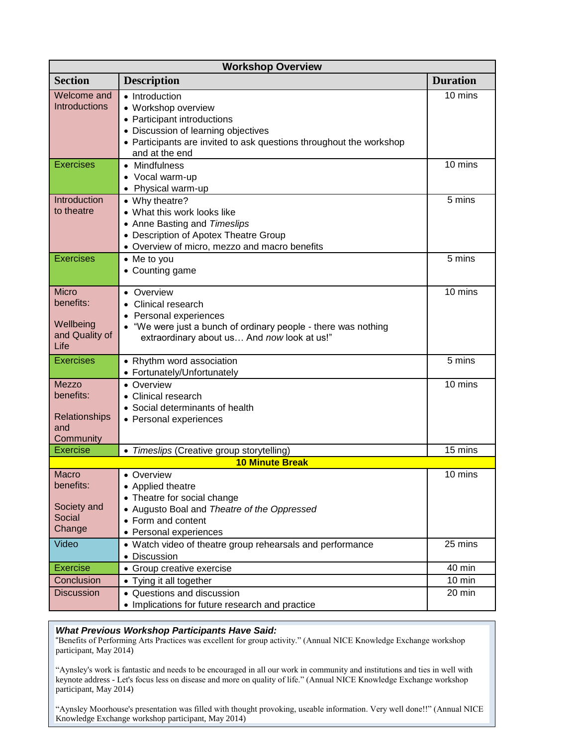| Workshop Overview | | |
|---|---|---|
| **Section** | **Description** | **Duration** |
| Welcome and Introductions | • Introduction<br>• Workshop overview<br>• Participant introductions<br>• Discussion of learning objectives<br>• Participants are invited to ask questions throughout the workshop and at the end | 10 mins |
| Exercises | • Mindfulness<br>• Vocal warm-up<br>• Physical warm-up | 10 mins |
| Introduction to theatre | • Why theatre?<br>• What this work looks like<br>• Anne Basting and *Timeslips*<br>• Description of Apotex Theatre Group<br>• Overview of micro, mezzo and macro benefits | 5 mins |
| Exercises | • Me to you<br>• Counting game | 5 mins |
| Micro benefits:<br><br>Wellbeing and Quality of Life | • Overview<br>• Clinical research<br>• Personal experiences<br>• "We were just a bunch of ordinary people - there was nothing extraordinary about us… And *now* look at us!" | 10 mins |
| Exercises | • Rhythm word association<br>• Fortunately/Unfortunately | 5 mins |
| Mezzo benefits:<br><br>Relationships and Community | • Overview<br>• Clinical research<br>• Social determinants of health<br>• Personal experiences | 10 mins |
| Exercise | • *Timeslips* (Creative group storytelling) | 15 mins |
| **10 Minute Break** | | |
| Macro benefits:<br><br>Society and Social Change | • Overview<br>• Applied theatre<br>• Theatre for social change<br>• Augusto Boal and *Theatre of the Oppressed*<br>• Form and content<br>• Personal experiences | 10 mins |
| Video | • Watch video of theatre group rehearsals and performance<br>• Discussion | 25 mins |
| Exercise | • Group creative exercise | 40 min |
| Conclusion | • Tying it all together | 10 min |
| Discussion | • Questions and discussion<br>• Implications for future research and practice | 20 min |

***What Previous Workshop Participants Have Said:***

"Benefits of Performing Arts Practices was excellent for group activity." (Annual NICE Knowledge Exchange workshop participant, May 2014)

"Aynsley's work is fantastic and needs to be encouraged in all our work in community and institutions and ties in well with keynote address - Let's focus less on disease and more on quality of life." (Annual NICE Knowledge Exchange workshop participant, May 2014)

"Aynsley Moorhouse's presentation was filled with thought provoking, useable information. Very well done!!" (Annual NICE Knowledge Exchange workshop participant, May 2014)